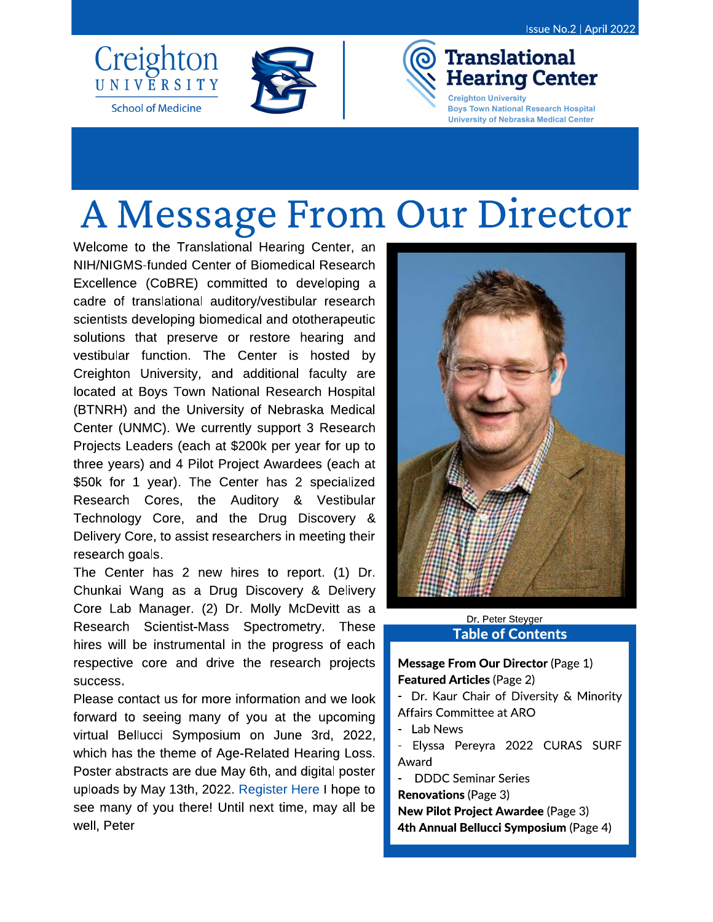Issue No.2 | April 2022

Creighton University School of Medicine

Translational Hearing Center
Creighton University
Boys Town National Research Hospital
University of Nebraska Medical Center

# A Message From Our Director

Welcome to the Translational Hearing Center, an NIH/NIGMS-funded Center of Biomedical Research Excellence (CoBRE) committed to developing a cadre of translational auditory/vestibular research scientists developing biomedical and ototherapeutic solutions that preserve or restore hearing and vestibular function. The Center is hosted by Creighton University, and additional faculty are located at Boys Town National Research Hospital (BTNRH) and the University of Nebraska Medical Center (UNMC). We currently support 3 Research Projects Leaders (each at $200k per year for up to three years) and 4 Pilot Project Awardees (each at $50k for 1 year). The Center has 2 specialized Research Cores, the Auditory & Vestibular Technology Core, and the Drug Discovery & Delivery Core, to assist researchers in meeting their research goals.

The Center has 2 new hires to report. (1) Dr. Chunkai Wang as a Drug Discovery & Delivery Core Lab Manager. (2) Dr. Molly McDevitt as a Research Scientist-Mass Spectrometry. These hires will be instrumental in the progress of each respective core and drive the research projects success.

Please contact us for more information and we look forward to seeing many of you at the upcoming virtual Bellucci Symposium on June 3rd, 2022, which has the theme of Age-Related Hearing Loss. Poster abstracts are due May 6th, and digital poster uploads by May 13th, 2022. Register Here I hope to see many of you there! Until next time, may all be well, Peter

Dr. Peter Steyger

## Table of Contents

**Message From Our Director** (Page 1)
**Featured Articles** (Page 2)
- Dr. Kaur Chair of Diversity & Minority Affairs Committee at ARO
- Lab News
- Elyssa Pereyra 2022 CURAS SURF Award
- DDDC Seminar Series

**Renovations** (Page 3)
**New Pilot Project Awardee** (Page 3)
**4th Annual Bellucci Symposium** (Page 4)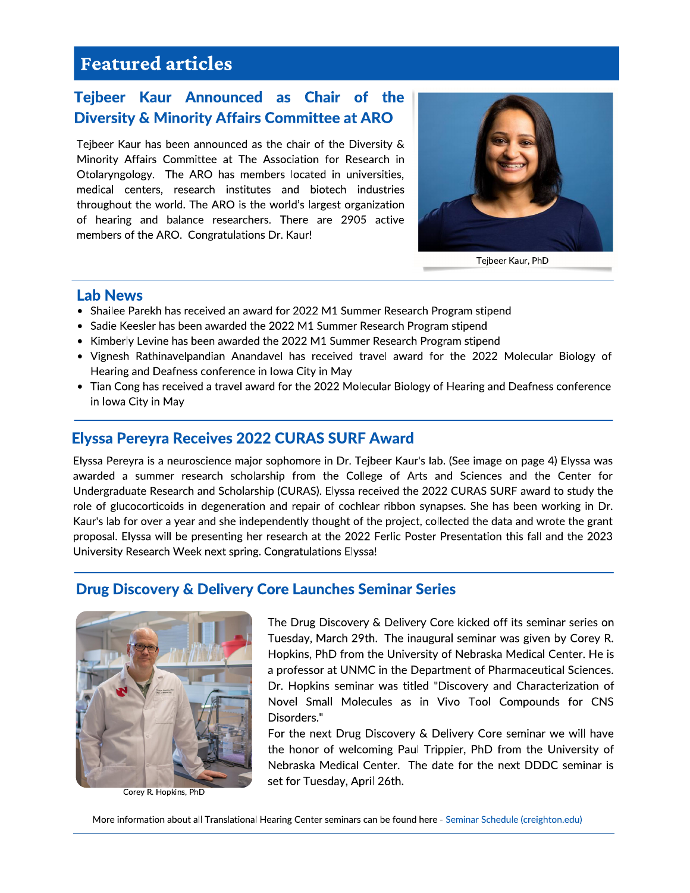# Featured articles

## Tejbeer Kaur Announced as Chair of the Diversity & Minority Affairs Committee at ARO

Tejbeer Kaur has been announced as the chair of the Diversity & Minority Affairs Committee at The Association for Research in Otolaryngology. The ARO has members located in universities, medical centers, research institutes and biotech industries throughout the world. The ARO is the world's largest organization of hearing and balance researchers. There are 2905 active members of the ARO. Congratulations Dr. Kaur!

Tejbeer Kaur, PhD

## Lab News

- Shailee Parekh has received an award for 2022 M1 Summer Research Program stipend
- Sadie Keesler has been awarded the 2022 M1 Summer Research Program stipend
- Kimberly Levine has been awarded the 2022 M1 Summer Research Program stipend
- Vignesh Rathinavelpandian Anandavel has received travel award for the 2022 Molecular Biology of Hearing and Deafness conference in Iowa City in May
- Tian Cong has received a travel award for the 2022 Molecular Biology of Hearing and Deafness conference in Iowa City in May

## Elyssa Pereyra Receives 2022 CURAS SURF Award

Elyssa Pereyra is a neuroscience major sophomore in Dr. Tejbeer Kaur's lab. (See image on page 4) Elyssa was awarded a summer research scholarship from the College of Arts and Sciences and the Center for Undergraduate Research and Scholarship (CURAS). Elyssa received the 2022 CURAS SURF award to study the role of glucocorticoids in degeneration and repair of cochlear ribbon synapses. She has been working in Dr. Kaur's lab for over a year and she independently thought of the project, collected the data and wrote the grant proposal. Elyssa will be presenting her research at the 2022 Ferlic Poster Presentation this fall and the 2023 University Research Week next spring. Congratulations Elyssa!

## Drug Discovery & Delivery Core Launches Seminar Series

The Drug Discovery & Delivery Core kicked off its seminar series on Tuesday, March 29th. The inaugural seminar was given by Corey R. Hopkins, PhD from the University of Nebraska Medical Center. He is a professor at UNMC in the Department of Pharmaceutical Sciences. Dr. Hopkins seminar was titled "Discovery and Characterization of Novel Small Molecules as in Vivo Tool Compounds for CNS Disorders."

For the next Drug Discovery & Delivery Core seminar we will have the honor of welcoming Paul Trippier, PhD from the University of Nebraska Medical Center. The date for the next DDDC seminar is set for Tuesday, April 26th.

Corey R. Hopkins, PhD

More information about all Translational Hearing Center seminars can be found here - Seminar Schedule (creighton.edu)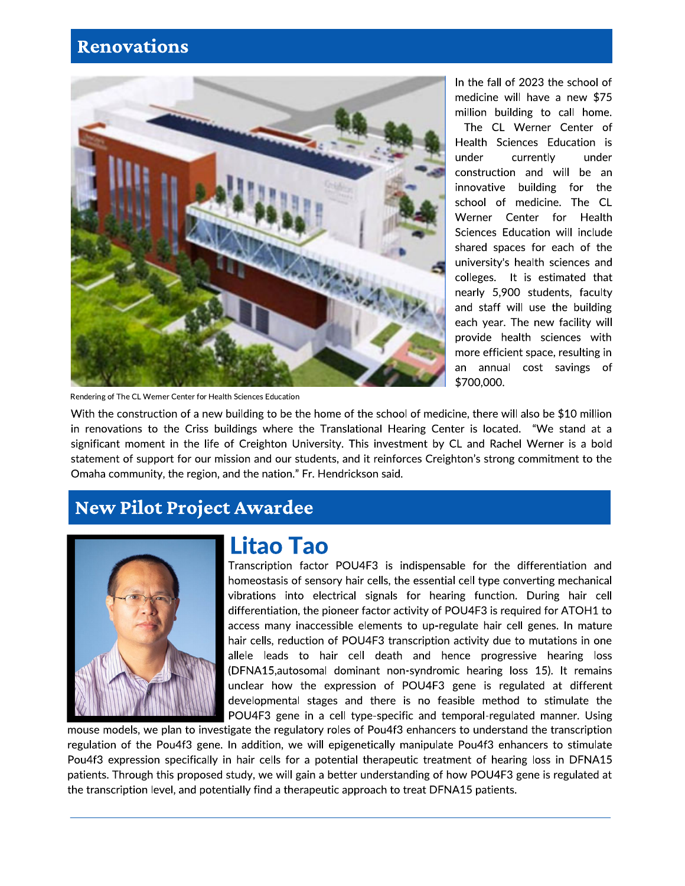## Renovations

In the fall of 2023 the school of medicine will have a new $75 million building to call home. The CL Werner Center of Health Sciences Education is under currently under construction and will be an innovative building for the school of medicine. The CL Werner Center for Health Sciences Education will include shared spaces for each of the university's health sciences and colleges. It is estimated that nearly 5,900 students, faculty and staff will use the building each year. The new facility will provide health sciences with more efficient space, resulting in an annual cost savings of $700,000.

Rendering of The CL Werner Center for Health Sciences Education

With the construction of a new building to be the home of the school of medicine, there will also be $10 million in renovations to the Criss buildings where the Translational Hearing Center is located. "We stand at a significant moment in the life of Creighton University. This investment by CL and Rachel Werner is a bold statement of support for our mission and our students, and it reinforces Creighton's strong commitment to the Omaha community, the region, and the nation." Fr. Hendrickson said.

## New Pilot Project Awardee

### Litao Tao

Transcription factor POU4F3 is indispensable for the differentiation and homeostasis of sensory hair cells, the essential cell type converting mechanical vibrations into electrical signals for hearing function. During hair cell differentiation, the pioneer factor activity of POU4F3 is required for ATOH1 to access many inaccessible elements to up-regulate hair cell genes. In mature hair cells, reduction of POU4F3 transcription activity due to mutations in one allele leads to hair cell death and hence progressive hearing loss (DFNA15,autosomal dominant non-syndromic hearing loss 15). It remains unclear how the expression of POU4F3 gene is regulated at different developmental stages and there is no feasible method to stimulate the POU4F3 gene in a cell type-specific and temporal-regulated manner. Using mouse models, we plan to investigate the regulatory roles of Pou4f3 enhancers to understand the transcription regulation of the Pou4f3 gene. In addition, we will epigenetically manipulate Pou4f3 enhancers to stimulate Pou4f3 expression specifically in hair cells for a potential therapeutic treatment of hearing loss in DFNA15 patients. Through this proposed study, we will gain a better understanding of how POU4F3 gene is regulated at the transcription level, and potentially find a therapeutic approach to treat DFNA15 patients.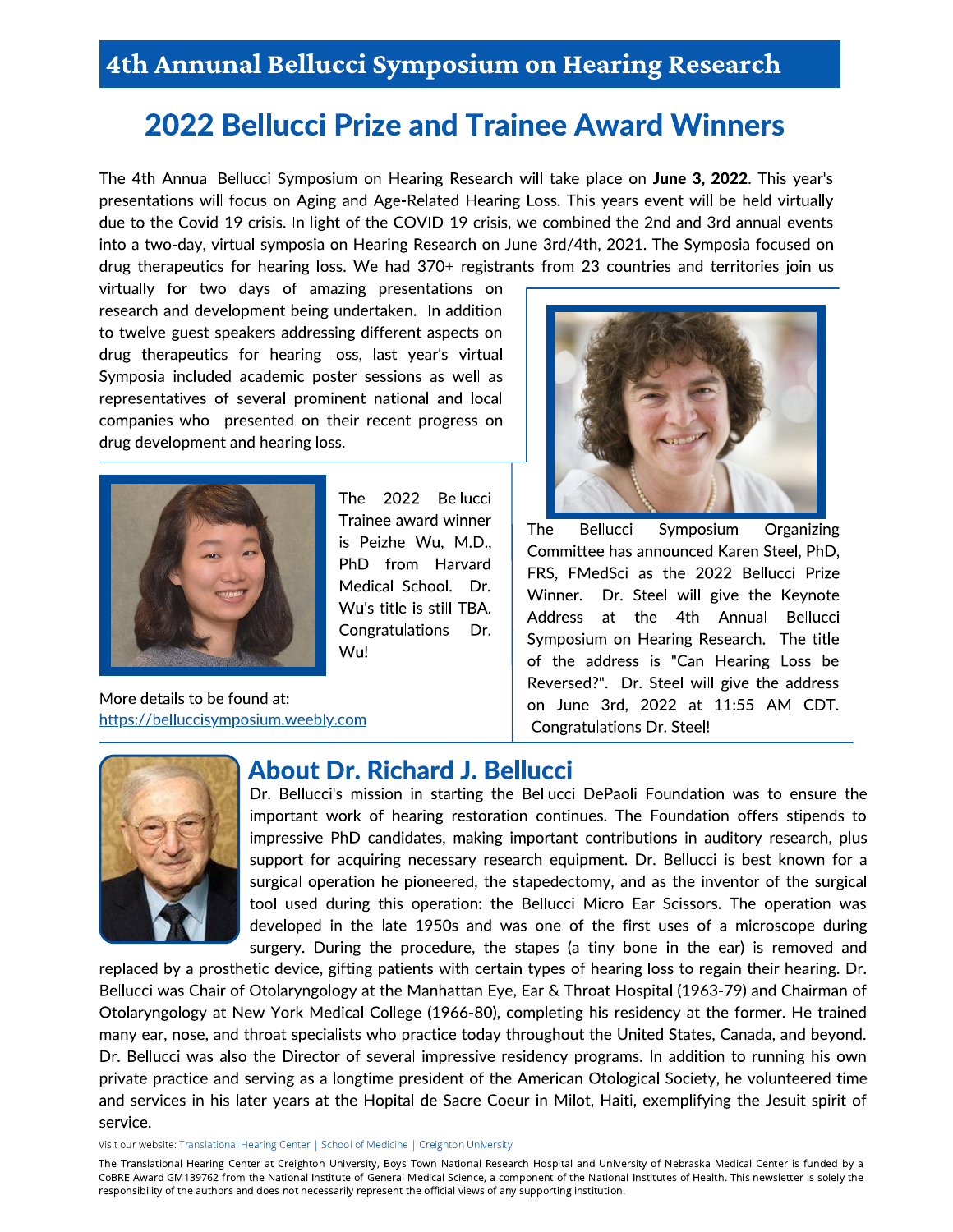# 4th Annual Bellucci Symposium on Hearing Research

## 2022 Bellucci Prize and Trainee Award Winners

The 4th Annual Bellucci Symposium on Hearing Research will take place on **June 3, 2022**. This year's presentations will focus on Aging and Age-Related Hearing Loss. This years event will be held virtually due to the Covid-19 crisis. In light of the COVID-19 crisis, we combined the 2nd and 3rd annual events into a two-day, virtual symposia on Hearing Research on June 3rd/4th, 2021. The Symposia focused on drug therapeutics for hearing loss. We had 370+ registrants from 23 countries and territories join us virtually for two days of amazing presentations on research and development being undertaken. In addition to twelve guest speakers addressing different aspects on drug therapeutics for hearing loss, last year's virtual Symposia included academic poster sessions as well as representatives of several prominent national and local companies who presented on their recent progress on drug development and hearing loss.

The 2022 Bellucci Trainee award winner is Peizhe Wu, M.D., PhD from Harvard Medical School. Dr. Wu's title is still TBA. Congratulations Dr. Wu!

More details to be found at:
https://bellucсisymposium.weebly.com

The Bellucci Symposium Organizing Committee has announced Karen Steel, PhD, FRS, FMedSci as the 2022 Bellucci Prize Winner. Dr. Steel will give the Keynote Address at the 4th Annual Bellucci Symposium on Hearing Research. The title of the address is "Can Hearing Loss be Reversed?". Dr. Steel will give the address on June 3rd, 2022 at 11:55 AM CDT. Congratulations Dr. Steel!

## About Dr. Richard J. Bellucci

Dr. Bellucci's mission in starting the Bellucci DePaoli Foundation was to ensure the important work of hearing restoration continues. The Foundation offers stipends to impressive PhD candidates, making important contributions in auditory research, plus support for acquiring necessary research equipment. Dr. Bellucci is best known for a surgical operation he pioneered, the stapedectomy, and as the inventor of the surgical tool used during this operation: the Bellucci Micro Ear Scissors. The operation was developed in the late 1950s and was one of the first uses of a microscope during surgery. During the procedure, the stapes (a tiny bone in the ear) is removed and replaced by a prosthetic device, gifting patients with certain types of hearing loss to regain their hearing. Dr. Bellucci was Chair of Otolaryngology at the Manhattan Eye, Ear & Throat Hospital (1963-79) and Chairman of Otolaryngology at New York Medical College (1966-80), completing his residency at the former. He trained many ear, nose, and throat specialists who practice today throughout the United States, Canada, and beyond. Dr. Bellucci was also the Director of several impressive residency programs. In addition to running his own private practice and serving as a longtime president of the American Otological Society, he volunteered time and services in his later years at the Hopital de Sacre Coeur in Milot, Haiti, exemplifying the Jesuit spirit of service.

Visit our website: Translational Hearing Center | School of Medicine | Creighton University

The Translational Hearing Center at Creighton University, Boys Town National Research Hospital and University of Nebraska Medical Center is funded by a CoBRE Award GM139762 from the National Institute of General Medical Science, a component of the National Institutes of Health. This newsletter is solely the responsibility of the authors and does not necessarily represent the official views of any supporting institution.